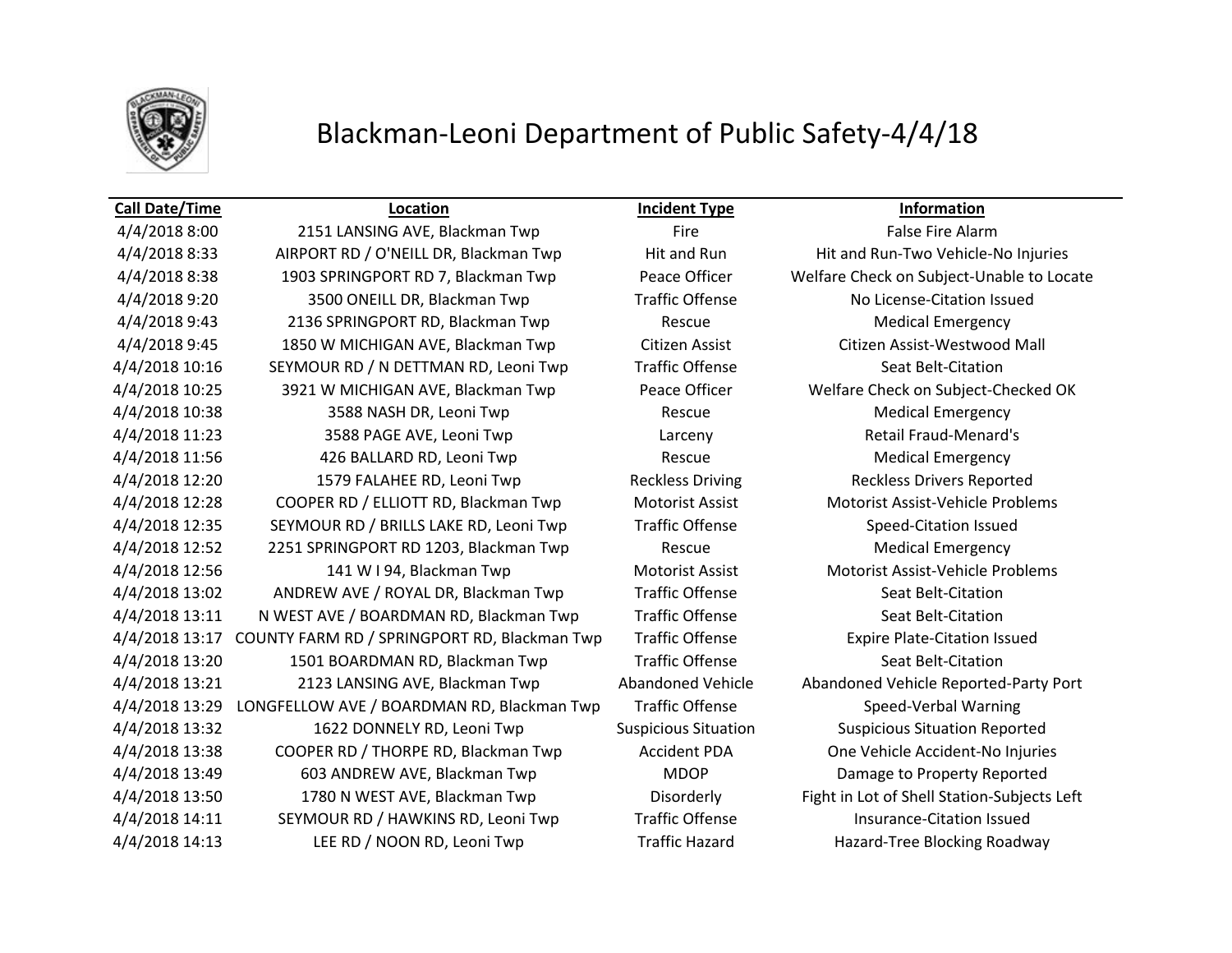# Blackman-Leoni Department of Public Safety-4/4/18

| Call Date/Time | Location | Incident Type | Information |
|---|---|---|---|
| 4/4/2018 8:00 | 2151 LANSING AVE, Blackman Twp | Fire | False Fire Alarm |
| 4/4/2018 8:33 | AIRPORT RD / O'NEILL DR, Blackman Twp | Hit and Run | Hit and Run-Two Vehicle-No Injuries |
| 4/4/2018 8:38 | 1903 SPRINGPORT RD 7, Blackman Twp | Peace Officer | Welfare Check on Subject-Unable to Locate |
| 4/4/2018 9:20 | 3500 ONEILL DR, Blackman Twp | Traffic Offense | No License-Citation Issued |
| 4/4/2018 9:43 | 2136 SPRINGPORT RD, Blackman Twp | Rescue | Medical Emergency |
| 4/4/2018 9:45 | 1850 W MICHIGAN AVE, Blackman Twp | Citizen Assist | Citizen Assist-Westwood Mall |
| 4/4/2018 10:16 | SEYMOUR RD / N DETTMAN RD, Leoni Twp | Traffic Offense | Seat Belt-Citation |
| 4/4/2018 10:25 | 3921 W MICHIGAN AVE, Blackman Twp | Peace Officer | Welfare Check on Subject-Checked OK |
| 4/4/2018 10:38 | 3588 NASH DR, Leoni Twp | Rescue | Medical Emergency |
| 4/4/2018 11:23 | 3588 PAGE AVE, Leoni Twp | Larceny | Retail Fraud-Menard's |
| 4/4/2018 11:56 | 426 BALLARD RD, Leoni Twp | Rescue | Medical Emergency |
| 4/4/2018 12:20 | 1579 FALAHEE RD, Leoni Twp | Reckless Driving | Reckless Drivers Reported |
| 4/4/2018 12:28 | COOPER RD / ELLIOTT RD, Blackman Twp | Motorist Assist | Motorist Assist-Vehicle Problems |
| 4/4/2018 12:35 | SEYMOUR RD / BRILLS LAKE RD, Leoni Twp | Traffic Offense | Speed-Citation Issued |
| 4/4/2018 12:52 | 2251 SPRINGPORT RD 1203, Blackman Twp | Rescue | Medical Emergency |
| 4/4/2018 12:56 | 141 W I 94, Blackman Twp | Motorist Assist | Motorist Assist-Vehicle Problems |
| 4/4/2018 13:02 | ANDREW AVE / ROYAL DR, Blackman Twp | Traffic Offense | Seat Belt-Citation |
| 4/4/2018 13:11 | N WEST AVE / BOARDMAN RD, Blackman Twp | Traffic Offense | Seat Belt-Citation |
| 4/4/2018 13:17 | COUNTY FARM RD / SPRINGPORT RD, Blackman Twp | Traffic Offense | Expire Plate-Citation Issued |
| 4/4/2018 13:20 | 1501 BOARDMAN RD, Blackman Twp | Traffic Offense | Seat Belt-Citation |
| 4/4/2018 13:21 | 2123 LANSING AVE, Blackman Twp | Abandoned Vehicle | Abandoned Vehicle Reported-Party Port |
| 4/4/2018 13:29 | LONGFELLOW AVE / BOARDMAN RD, Blackman Twp | Traffic Offense | Speed-Verbal Warning |
| 4/4/2018 13:32 | 1622 DONNELY RD, Leoni Twp | Suspicious Situation | Suspicious Situation Reported |
| 4/4/2018 13:38 | COOPER RD / THORPE RD, Blackman Twp | Accident PDA | One Vehicle Accident-No Injuries |
| 4/4/2018 13:49 | 603 ANDREW AVE, Blackman Twp | MDOP | Damage to Property Reported |
| 4/4/2018 13:50 | 1780 N WEST AVE, Blackman Twp | Disorderly | Fight in Lot of Shell Station-Subjects Left |
| 4/4/2018 14:11 | SEYMOUR RD / HAWKINS RD, Leoni Twp | Traffic Offense | Insurance-Citation Issued |
| 4/4/2018 14:13 | LEE RD / NOON RD, Leoni Twp | Traffic Hazard | Hazard-Tree Blocking Roadway |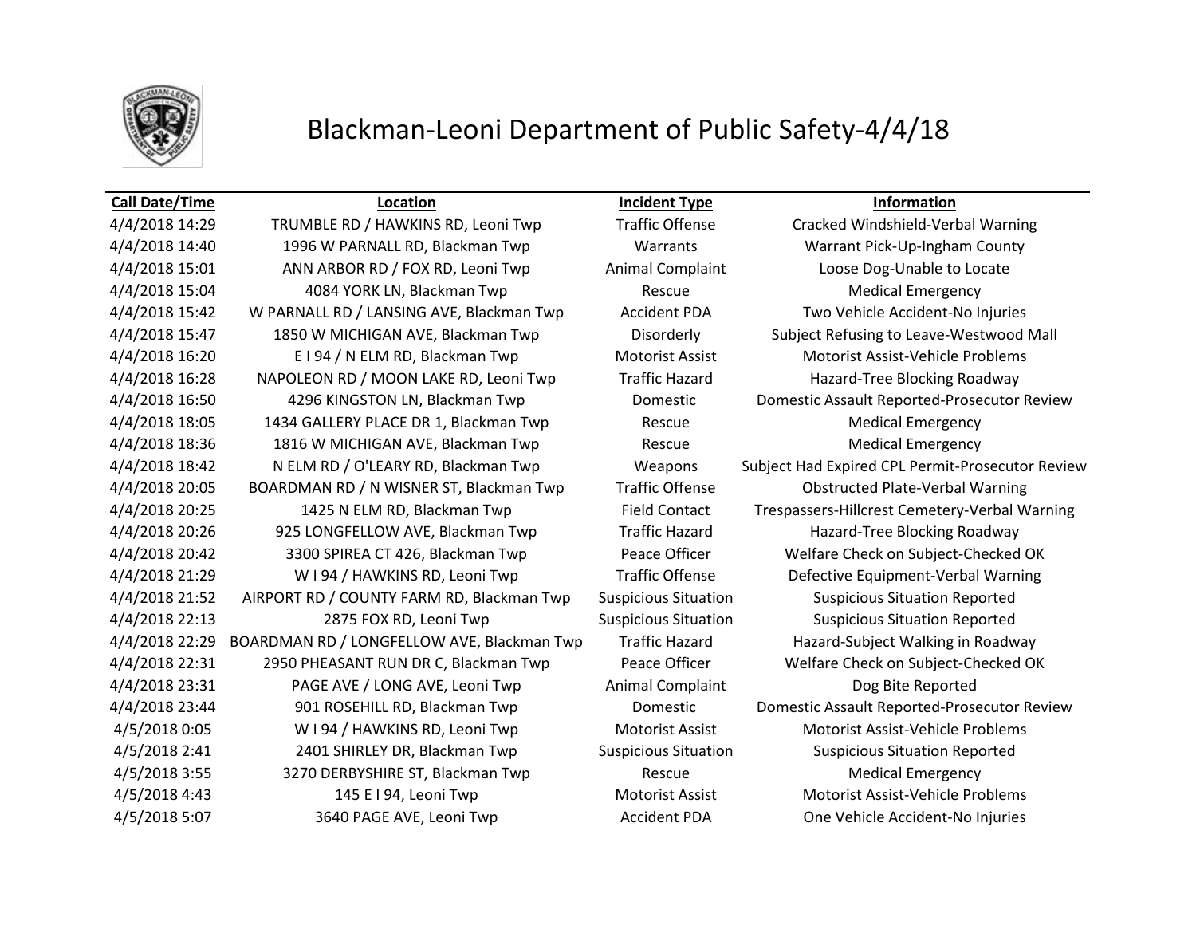# Blackman-Leoni Department of Public Safety-4/4/18

| Call Date/Time | Location | Incident Type | Information |
|---|---|---|---|
| 4/4/2018 14:29 | TRUMBLE RD / HAWKINS RD, Leoni Twp | Traffic Offense | Cracked Windshield-Verbal Warning |
| 4/4/2018 14:40 | 1996 W PARNALL RD, Blackman Twp | Warrants | Warrant Pick-Up-Ingham County |
| 4/4/2018 15:01 | ANN ARBOR RD / FOX RD, Leoni Twp | Animal Complaint | Loose Dog-Unable to Locate |
| 4/4/2018 15:04 | 4084 YORK LN, Blackman Twp | Rescue | Medical Emergency |
| 4/4/2018 15:42 | W PARNALL RD / LANSING AVE, Blackman Twp | Accident PDA | Two Vehicle Accident-No Injuries |
| 4/4/2018 15:47 | 1850 W MICHIGAN AVE, Blackman Twp | Disorderly | Subject Refusing to Leave-Westwood Mall |
| 4/4/2018 16:20 | E I 94 / N ELM RD, Blackman Twp | Motorist Assist | Motorist Assist-Vehicle Problems |
| 4/4/2018 16:28 | NAPOLEON RD / MOON LAKE RD, Leoni Twp | Traffic Hazard | Hazard-Tree Blocking Roadway |
| 4/4/2018 16:50 | 4296 KINGSTON LN, Blackman Twp | Domestic | Domestic Assault Reported-Prosecutor Review |
| 4/4/2018 18:05 | 1434 GALLERY PLACE DR 1, Blackman Twp | Rescue | Medical Emergency |
| 4/4/2018 18:36 | 1816 W MICHIGAN AVE, Blackman Twp | Rescue | Medical Emergency |
| 4/4/2018 18:42 | N ELM RD / O'LEARY RD, Blackman Twp | Weapons | Subject Had Expired CPL Permit-Prosecutor Review |
| 4/4/2018 20:05 | BOARDMAN RD / N WISNER ST, Blackman Twp | Traffic Offense | Obstructed Plate-Verbal Warning |
| 4/4/2018 20:25 | 1425 N ELM RD, Blackman Twp | Field Contact | Trespassers-Hillcrest Cemetery-Verbal Warning |
| 4/4/2018 20:26 | 925 LONGFELLOW AVE, Blackman Twp | Traffic Hazard | Hazard-Tree Blocking Roadway |
| 4/4/2018 20:42 | 3300 SPIREA CT 426, Blackman Twp | Peace Officer | Welfare Check on Subject-Checked OK |
| 4/4/2018 21:29 | W I 94 / HAWKINS RD, Leoni Twp | Traffic Offense | Defective Equipment-Verbal Warning |
| 4/4/2018 21:52 | AIRPORT RD / COUNTY FARM RD, Blackman Twp | Suspicious Situation | Suspicious Situation Reported |
| 4/4/2018 22:13 | 2875 FOX RD, Leoni Twp | Suspicious Situation | Suspicious Situation Reported |
| 4/4/2018 22:29 | BOARDMAN RD / LONGFELLOW AVE, Blackman Twp | Traffic Hazard | Hazard-Subject Walking in Roadway |
| 4/4/2018 22:31 | 2950 PHEASANT RUN DR C, Blackman Twp | Peace Officer | Welfare Check on Subject-Checked OK |
| 4/4/2018 23:31 | PAGE AVE / LONG AVE, Leoni Twp | Animal Complaint | Dog Bite Reported |
| 4/4/2018 23:44 | 901 ROSEHILL RD, Blackman Twp | Domestic | Domestic Assault Reported-Prosecutor Review |
| 4/5/2018 0:05 | W I 94 / HAWKINS RD, Leoni Twp | Motorist Assist | Motorist Assist-Vehicle Problems |
| 4/5/2018 2:41 | 2401 SHIRLEY DR, Blackman Twp | Suspicious Situation | Suspicious Situation Reported |
| 4/5/2018 3:55 | 3270 DERBYSHIRE ST, Blackman Twp | Rescue | Medical Emergency |
| 4/5/2018 4:43 | 145 E I 94, Leoni Twp | Motorist Assist | Motorist Assist-Vehicle Problems |
| 4/5/2018 5:07 | 3640 PAGE AVE, Leoni Twp | Accident PDA | One Vehicle Accident-No Injuries |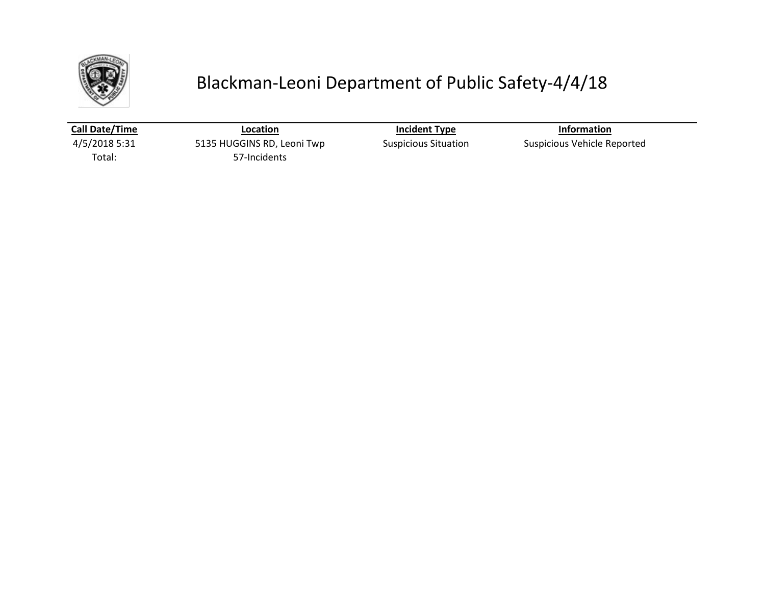# Blackman-Leoni Department of Public Safety-4/4/18

| Call Date/Time | Location | Incident Type | Information |
| --- | --- | --- | --- |
| 4/5/2018 5:31 | 5135 HUGGINS RD, Leoni Twp | Suspicious Situation | Suspicious Vehicle Reported |
| Total: | 57-Incidents | | |